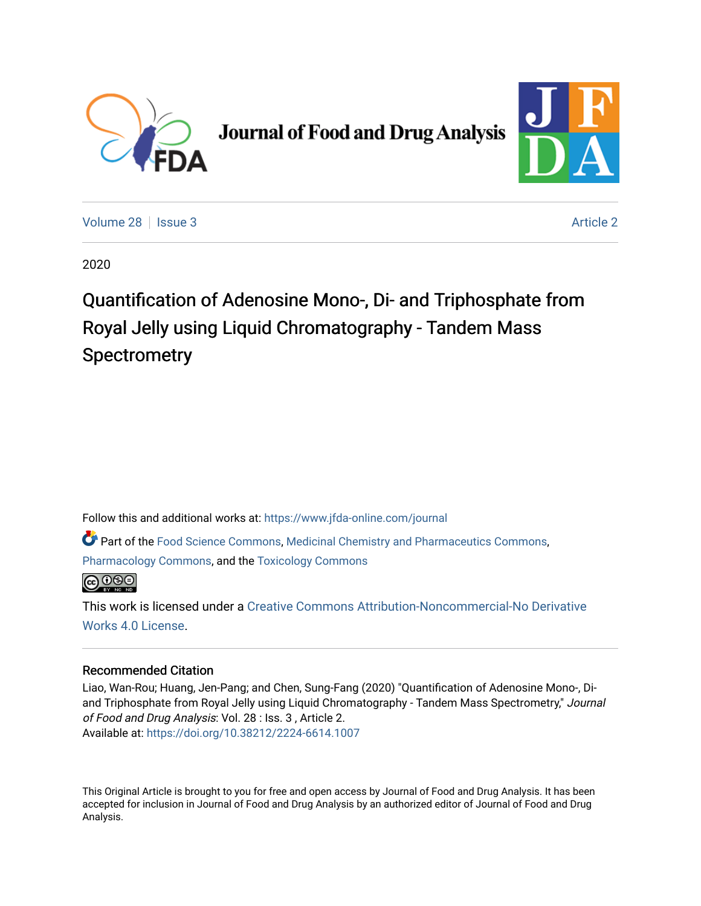Journal of Food and Drug Analysis

Volume 28 | Issue 3 | Article 2

2020

# Quantification of Adenosine Mono-, Di- and Triphosphate from Royal Jelly using Liquid Chromatography - Tandem Mass Spectrometry

Follow this and additional works at: https://www.jfda-online.com/journal

Part of the Food Science Commons, Medicinal Chemistry and Pharmaceutics Commons, Pharmacology Commons, and the Toxicology Commons

This work is licensed under a Creative Commons Attribution-Noncommercial-No Derivative Works 4.0 License.

## Recommended Citation

Liao, Wan-Rou; Huang, Jen-Pang; and Chen, Sung-Fang (2020) "Quantification of Adenosine Mono-, Di- and Triphosphate from Royal Jelly using Liquid Chromatography - Tandem Mass Spectrometry," *Journal of Food and Drug Analysis*: Vol. 28 : Iss. 3 , Article 2.
Available at: https://doi.org/10.38212/2224-6614.1007

This Original Article is brought to you for free and open access by Journal of Food and Drug Analysis. It has been accepted for inclusion in Journal of Food and Drug Analysis by an authorized editor of Journal of Food and Drug Analysis.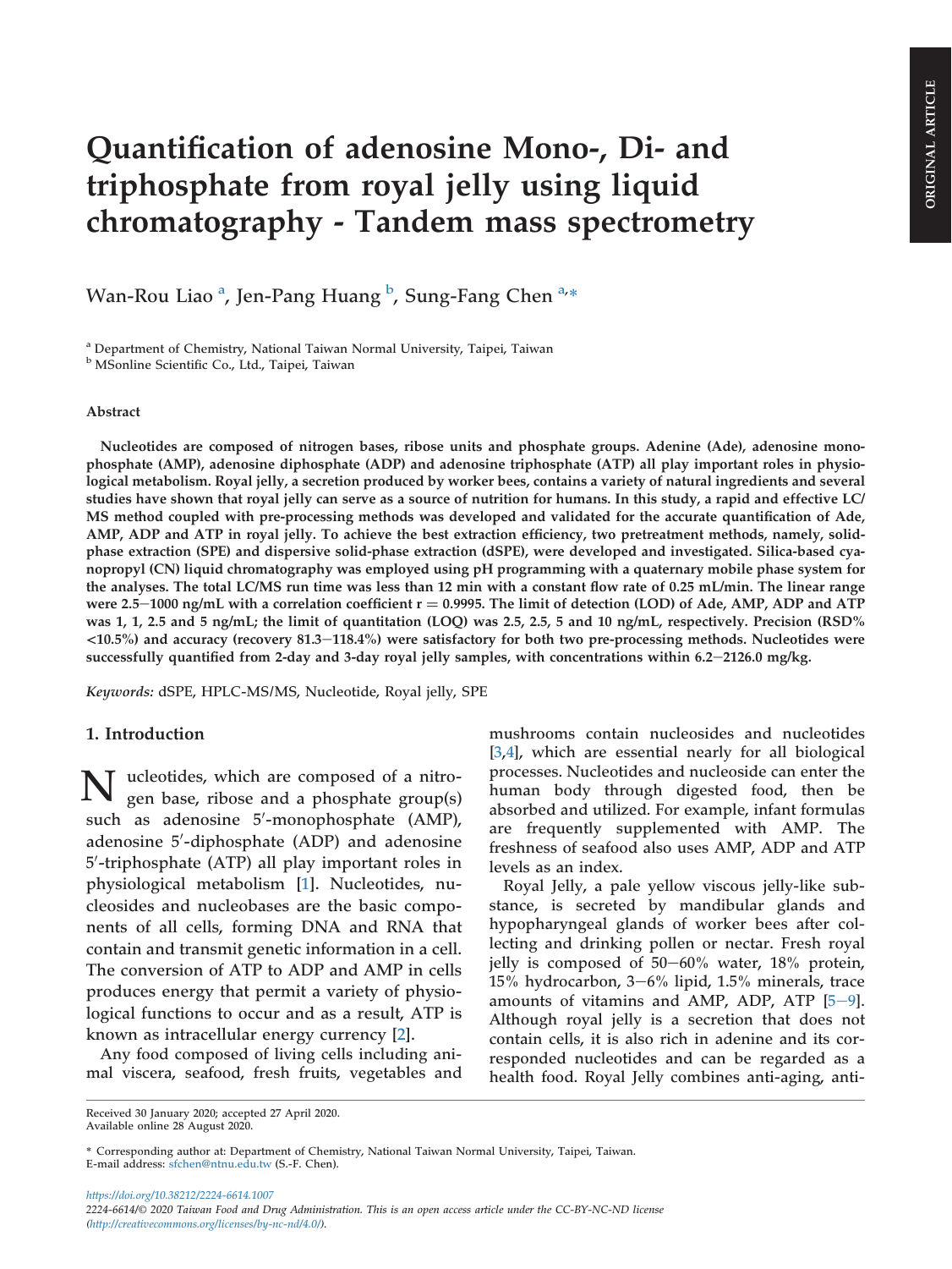# Quantification of adenosine Mono-, Di- and triphosphate from royal jelly using liquid chromatography - Tandem mass spectrometry

Wan-Rou Liao [a], Jen-Pang Huang [b], Sung-Fang Chen [a,*]

[a] Department of Chemistry, National Taiwan Normal University, Taipei, Taiwan
[b] MSonline Scientific Co., Ltd., Taipei, Taiwan

### Abstract

**Nucleotides are composed of nitrogen bases, ribose units and phosphate groups. Adenine (Ade), adenosine monophosphate (AMP), adenosine diphosphate (ADP) and adenosine triphosphate (ATP) all play important roles in physiological metabolism. Royal jelly, a secretion produced by worker bees, contains a variety of natural ingredients and several studies have shown that royal jelly can serve as a source of nutrition for humans. In this study, a rapid and effective LC/MS method coupled with pre-processing methods was developed and validated for the accurate quantification of Ade, AMP, ADP and ATP in royal jelly. To achieve the best extraction efficiency, two pretreatment methods, namely, solid-phase extraction (SPE) and dispersive solid-phase extraction (dSPE), were developed and investigated. Silica-based cyanopropyl (CN) liquid chromatography was employed using pH programming with a quaternary mobile phase system for the analyses. The total LC/MS run time was less than 12 min with a constant flow rate of 0.25 mL/min. The linear range were 2.5−1000 ng/mL with a correlation coefficient r = 0.9995. The limit of detection (LOD) of Ade, AMP, ADP and ATP was 1, 1, 2.5 and 5 ng/mL; the limit of quantitation (LOQ) was 2.5, 2.5, 5 and 10 ng/mL, respectively. Precision (RSD% <10.5%) and accuracy (recovery 81.3−118.4%) were satisfactory for both two pre-processing methods. Nucleotides were successfully quantified from 2-day and 3-day royal jelly samples, with concentrations within 6.2−2126.0 mg/kg.**

*Keywords:* dSPE, HPLC-MS/MS, Nucleotide, Royal jelly, SPE

## 1. Introduction

Nucleotides, which are composed of a nitrogen base, ribose and a phosphate group(s) such as adenosine 5′-monophosphate (AMP), adenosine 5′-diphosphate (ADP) and adenosine 5′-triphosphate (ATP) all play important roles in physiological metabolism [1]. Nucleotides, nucleosides and nucleobases are the basic components of all cells, forming DNA and RNA that contain and transmit genetic information in a cell. The conversion of ATP to ADP and AMP in cells produces energy that permit a variety of physiological functions to occur and as a result, ATP is known as intracellular energy currency [2].

Any food composed of living cells including animal viscera, seafood, fresh fruits, vegetables and mushrooms contain nucleosides and nucleotides [3,4], which are essential nearly for all biological processes. Nucleotides and nucleoside can enter the human body through digested food, then be absorbed and utilized. For example, infant formulas are frequently supplemented with AMP. The freshness of seafood also uses AMP, ADP and ATP levels as an index.

Royal Jelly, a pale yellow viscous jelly-like substance, is secreted by mandibular glands and hypopharyngeal glands of worker bees after collecting and drinking pollen or nectar. Fresh royal jelly is composed of 50−60% water, 18% protein, 15% hydrocarbon, 3−6% lipid, 1.5% minerals, trace amounts of vitamins and AMP, ADP, ATP [5−9]. Although royal jelly is a secretion that does not contain cells, it is also rich in adenine and its corresponded nucleotides and can be regarded as a health food. Royal Jelly combines anti-aging, anti-

Received 30 January 2020; accepted 27 April 2020.
Available online 28 August 2020.

* Corresponding author at: Department of Chemistry, National Taiwan Normal University, Taipei, Taiwan.
E-mail address: sfchen@ntnu.edu.tw (S.-F. Chen).

https://doi.org/10.38212/2224-6614.1007
2224-6614/© 2020 Taiwan Food and Drug Administration. This is an open access article under the CC-BY-NC-ND license (http://creativecommons.org/licenses/by-nc-nd/4.0/).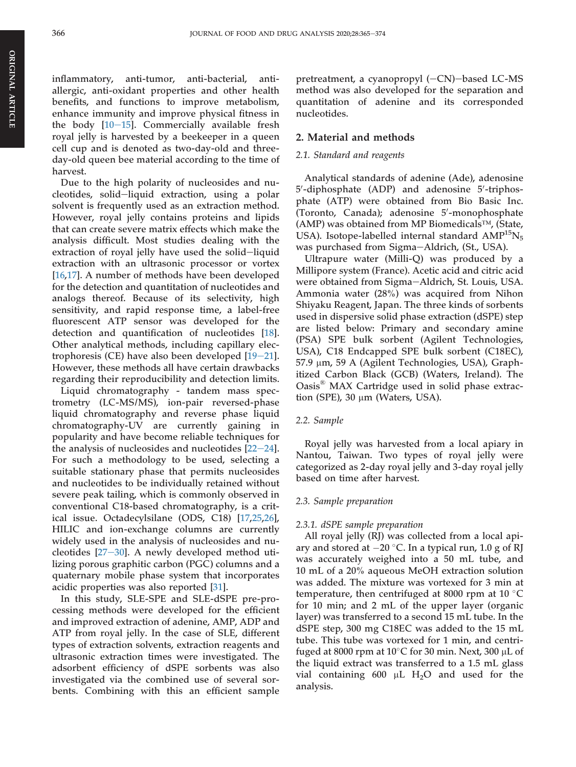inflammatory, anti-tumor, anti-bacterial, anti-allergic, anti-oxidant properties and other health benefits, and functions to improve metabolism, enhance immunity and improve physical fitness in the body [10–15]. Commercially available fresh royal jelly is harvested by a beekeeper in a queen cell cup and is denoted as two-day-old and three-day-old queen bee material according to the time of harvest.

Due to the high polarity of nucleosides and nucleotides, solid–liquid extraction, using a polar solvent is frequently used as an extraction method. However, royal jelly contains proteins and lipids that can create severe matrix effects which make the analysis difficult. Most studies dealing with the extraction of royal jelly have used the solid–liquid extraction with an ultrasonic processor or vortex [16,17]. A number of methods have been developed for the detection and quantitation of nucleotides and analogs thereof. Because of its selectivity, high sensitivity, and rapid response time, a label-free fluorescent ATP sensor was developed for the detection and quantification of nucleotides [18]. Other analytical methods, including capillary electrophoresis (CE) have also been developed [19–21]. However, these methods all have certain drawbacks regarding their reproducibility and detection limits.

Liquid chromatography - tandem mass spectrometry (LC-MS/MS), ion-pair reversed-phase liquid chromatography and reverse phase liquid chromatography-UV are currently gaining in popularity and have become reliable techniques for the analysis of nucleosides and nucleotides [22–24]. For such a methodology to be used, selecting a suitable stationary phase that permits nucleosides and nucleotides to be individually retained without severe peak tailing, which is commonly observed in conventional C18-based chromatography, is a critical issue. Octadecylsilane (ODS, C18) [17,25,26], HILIC and ion-exchange columns are currently widely used in the analysis of nucleosides and nucleotides [27–30]. A newly developed method utilizing porous graphitic carbon (PGC) columns and a quaternary mobile phase system that incorporates acidic properties was also reported [31].

In this study, SLE-SPE and SLE-dSPE pre-processing methods were developed for the efficient and improved extraction of adenine, AMP, ADP and ATP from royal jelly. In the case of SLE, different types of extraction solvents, extraction reagents and ultrasonic extraction times were investigated. The adsorbent efficiency of dSPE sorbents was also investigated via the combined use of several sorbents. Combining with this an efficient sample pretreatment, a cyanopropyl (–CN)–based LC-MS method was also developed for the separation and quantitation of adenine and its corresponded nucleotides.

## 2. Material and methods

### 2.1. Standard and reagents

Analytical standards of adenine (Ade), adenosine 5′-diphosphate (ADP) and adenosine 5′-triphosphate (ATP) were obtained from Bio Basic Inc. (Toronto, Canada); adenosine 5′-monophosphate (AMP) was obtained from MP Biomedicals™, (State, USA). Isotope-labelled internal standard $AMP^{15}N_5$ was purchased from Sigma–Aldrich, (St., USA).

Ultrapure water (Milli-Q) was produced by a Millipore system (France). Acetic acid and citric acid were obtained from Sigma–Aldrich, St. Louis, USA. Ammonia water (28%) was acquired from Nihon Shiyaku Reagent, Japan. The three kinds of sorbents used in dispersive solid phase extraction (dSPE) step are listed below: Primary and secondary amine (PSA) SPE bulk sorbent (Agilent Technologies, USA), C18 Endcapped SPE bulk sorbent (C18EC), 57.9 μm, 59 A (Agilent Technologies, USA), Graphitized Carbon Black (GCB) (Waters, Ireland). The Oasis® MAX Cartridge used in solid phase extraction (SPE), 30 μm (Waters, USA).

### 2.2. Sample

Royal jelly was harvested from a local apiary in Nantou, Taiwan. Two types of royal jelly were categorized as 2-day royal jelly and 3-day royal jelly based on time after harvest.

### 2.3. Sample preparation

#### 2.3.1. dSPE sample preparation

All royal jelly (RJ) was collected from a local apiary and stored at −20 °C. In a typical run, 1.0 g of RJ was accurately weighed into a 50 mL tube, and 10 mL of a 20% aqueous MeOH extraction solution was added. The mixture was vortexed for 3 min at temperature, then centrifuged at 8000 rpm at 10 °C for 10 min; and 2 mL of the upper layer (organic layer) was transferred to a second 15 mL tube. In the dSPE step, 300 mg C18EC was added to the 15 mL tube. This tube was vortexed for 1 min, and centrifuged at 8000 rpm at 10°C for 30 min. Next, 300 μL of the liquid extract was transferred to a 1.5 mL glass vial containing 600 μL $H_2O$ and used for the analysis.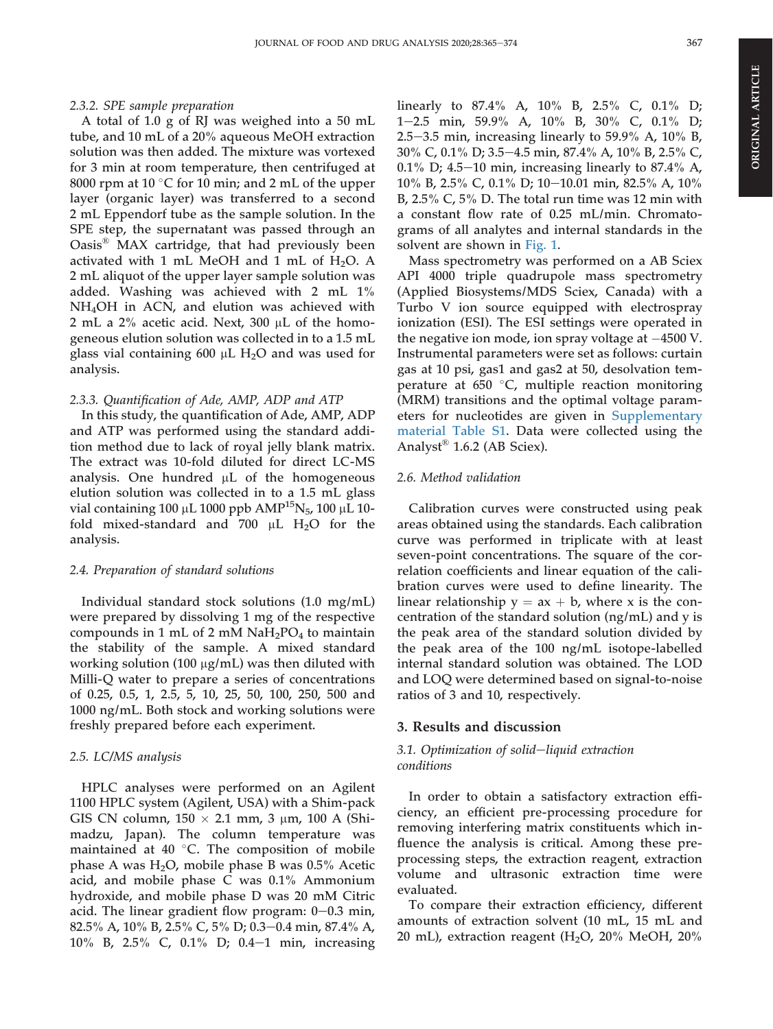#### 2.3.2. SPE sample preparation

A total of 1.0 g of RJ was weighed into a 50 mL tube, and 10 mL of a 20% aqueous MeOH extraction solution was then added. The mixture was vortexed for 3 min at room temperature, then centrifuged at 8000 rpm at 10 °C for 10 min; and 2 mL of the upper layer (organic layer) was transferred to a second 2 mL Eppendorf tube as the sample solution. In the SPE step, the supernatant was passed through an Oasis® MAX cartridge, that had previously been activated with 1 mL MeOH and 1 mL of $H_2O$. A 2 mL aliquot of the upper layer sample solution was added. Washing was achieved with 2 mL 1% $NH_4OH$ in ACN, and elution was achieved with 2 mL a 2% acetic acid. Next, 300 μL of the homogeneous elution solution was collected in to a 1.5 mL glass vial containing 600 μL $H_2O$ and was used for analysis.

#### 2.3.3. Quantification of Ade, AMP, ADP and ATP

In this study, the quantification of Ade, AMP, ADP and ATP was performed using the standard addition method due to lack of royal jelly blank matrix. The extract was 10-fold diluted for direct LC-MS analysis. One hundred μL of the homogeneous elution solution was collected in to a 1.5 mL glass vial containing 100 μL 1000 ppb $AMP^{15}N_5$, 100 μL 10-fold mixed-standard and 700 μL $H_2O$ for the analysis.

### 2.4. Preparation of standard solutions

Individual standard stock solutions (1.0 mg/mL) were prepared by dissolving 1 mg of the respective compounds in 1 mL of 2 mM $NaH_2PO_4$ to maintain the stability of the sample. A mixed standard working solution (100 μg/mL) was then diluted with Milli-Q water to prepare a series of concentrations of 0.25, 0.5, 1, 2.5, 5, 10, 25, 50, 100, 250, 500 and 1000 ng/mL. Both stock and working solutions were freshly prepared before each experiment.

### 2.5. LC/MS analysis

HPLC analyses were performed on an Agilent 1100 HPLC system (Agilent, USA) with a Shim-pack GIS CN column, 150 × 2.1 mm, 3 μm, 100 A (Shimadzu, Japan). The column temperature was maintained at 40 °C. The composition of mobile phase A was $H_2O$, mobile phase B was 0.5% Acetic acid, and mobile phase C was 0.1% Ammonium hydroxide, and mobile phase D was 20 mM Citric acid. The linear gradient flow program: 0–0.3 min, 82.5% A, 10% B, 2.5% C, 5% D; 0.3–0.4 min, 87.4% A, 10% B, 2.5% C, 0.1% D; 0.4–1 min, increasing linearly to 87.4% A, 10% B, 2.5% C, 0.1% D; 1–2.5 min, 59.9% A, 10% B, 30% C, 0.1% D; 2.5–3.5 min, increasing linearly to 59.9% A, 10% B, 30% C, 0.1% D; 3.5–4.5 min, 87.4% A, 10% B, 2.5% C, 0.1% D; 4.5–10 min, increasing linearly to 87.4% A, 10% B, 2.5% C, 0.1% D; 10–10.01 min, 82.5% A, 10% B, 2.5% C, 5% D. The total run time was 12 min with a constant flow rate of 0.25 mL/min. Chromatograms of all analytes and internal standards in the solvent are shown in Fig. 1.

Mass spectrometry was performed on a AB Sciex API 4000 triple quadrupole mass spectrometry (Applied Biosystems/MDS Sciex, Canada) with a Turbo V ion source equipped with electrospray ionization (ESI). The ESI settings were operated in the negative ion mode, ion spray voltage at −4500 V. Instrumental parameters were set as follows: curtain gas at 10 psi, gas1 and gas2 at 50, desolvation temperature at 650 °C, multiple reaction monitoring (MRM) transitions and the optimal voltage parameters for nucleotides are given in Supplementary material Table S1. Data were collected using the Analyst® 1.6.2 (AB Sciex).

### 2.6. Method validation

Calibration curves were constructed using peak areas obtained using the standards. Each calibration curve was performed in triplicate with at least seven-point concentrations. The square of the correlation coefficients and linear equation of the calibration curves were used to define linearity. The linear relationship $y = ax + b$, where x is the concentration of the standard solution (ng/mL) and y is the peak area of the standard solution divided by the peak area of the 100 ng/mL isotope-labelled internal standard solution was obtained. The LOD and LOQ were determined based on signal-to-noise ratios of 3 and 10, respectively.

## 3. Results and discussion

### 3.1. Optimization of solid–liquid extraction conditions

In order to obtain a satisfactory extraction efficiency, an efficient pre-processing procedure for removing interfering matrix constituents which influence the analysis is critical. Among these pre-processing steps, the extraction reagent, extraction volume and ultrasonic extraction time were evaluated.

To compare their extraction efficiency, different amounts of extraction solvent (10 mL, 15 mL and 20 mL), extraction reagent ($H_2O$, 20% MeOH, 20%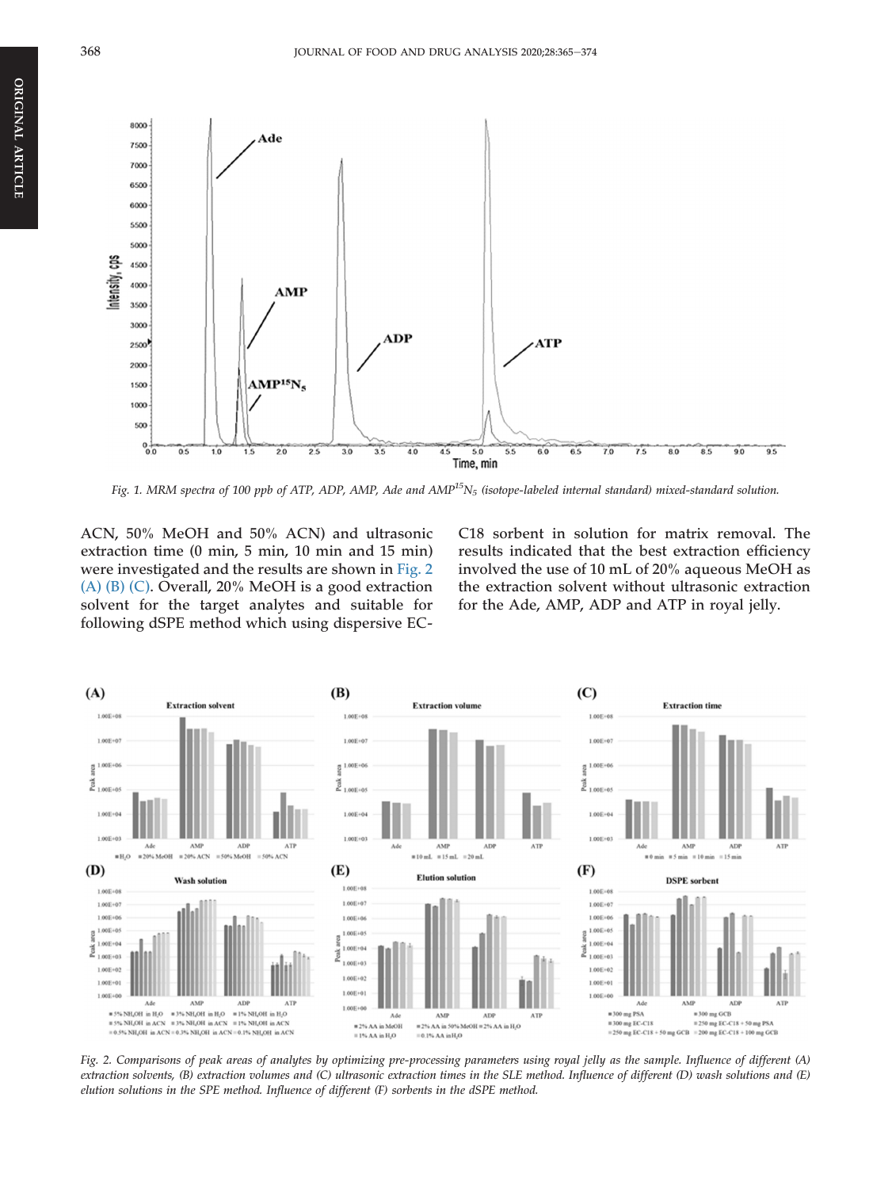Fig. 1. MRM spectra of 100 ppb of ATP, ADP, AMP, Ade and AMP$^{15}N_5$ (isotope-labeled internal standard) mixed-standard solution.

ACN, 50% MeOH and 50% ACN) and ultrasonic extraction time (0 min, 5 min, 10 min and 15 min) were investigated and the results are shown in Fig. 2 (A) (B) (C). Overall, 20% MeOH is a good extraction solvent for the target analytes and suitable for following dSPE method which using dispersive EC-C18 sorbent in solution for matrix removal. The results indicated that the best extraction efficiency involved the use of 10 mL of 20% aqueous MeOH as the extraction solvent without ultrasonic extraction for the Ade, AMP, ADP and ATP in royal jelly.

Fig. 2. Comparisons of peak areas of analytes by optimizing pre-processing parameters using royal jelly as the sample. Influence of different (A) extraction solvents, (B) extraction volumes and (C) ultrasonic extraction times in the SLE method. Influence of different (D) wash solutions and (E) elution solutions in the SPE method. Influence of different (F) sorbents in the dSPE method.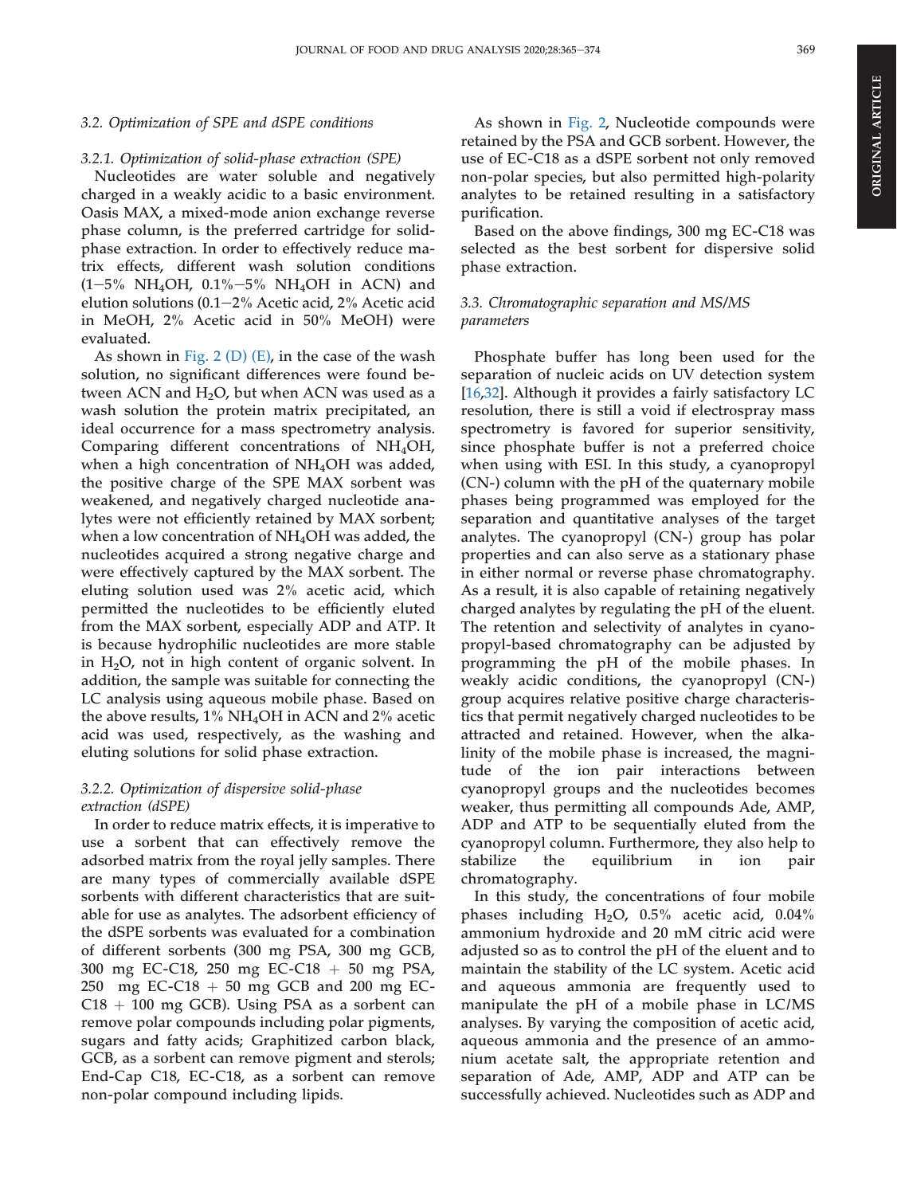### 3.2. Optimization of SPE and dSPE conditions

#### 3.2.1. Optimization of solid-phase extraction (SPE)

Nucleotides are water soluble and negatively charged in a weakly acidic to a basic environment. Oasis MAX, a mixed-mode anion exchange reverse phase column, is the preferred cartridge for solid-phase extraction. In order to effectively reduce matrix effects, different wash solution conditions (1–5% $NH_4OH$, 0.1%–5% $NH_4OH$ in ACN) and elution solutions (0.1–2% Acetic acid, 2% Acetic acid in MeOH, 2% Acetic acid in 50% MeOH) were evaluated.

As shown in Fig. 2 (D) (E), in the case of the wash solution, no significant differences were found between ACN and $H_2O$, but when ACN was used as a wash solution the protein matrix precipitated, an ideal occurrence for a mass spectrometry analysis. Comparing different concentrations of $NH_4OH$, when a high concentration of $NH_4OH$ was added, the positive charge of the SPE MAX sorbent was weakened, and negatively charged nucleotide analytes were not efficiently retained by MAX sorbent; when a low concentration of $NH_4OH$ was added, the nucleotides acquired a strong negative charge and were effectively captured by the MAX sorbent. The eluting solution used was 2% acetic acid, which permitted the nucleotides to be efficiently eluted from the MAX sorbent, especially ADP and ATP. It is because hydrophilic nucleotides are more stable in $H_2O$, not in high content of organic solvent. In addition, the sample was suitable for connecting the LC analysis using aqueous mobile phase. Based on the above results, 1% $NH_4OH$ in ACN and 2% acetic acid was used, respectively, as the washing and eluting solutions for solid phase extraction.

#### 3.2.2. Optimization of dispersive solid-phase extraction (dSPE)

In order to reduce matrix effects, it is imperative to use a sorbent that can effectively remove the adsorbed matrix from the royal jelly samples. There are many types of commercially available dSPE sorbents with different characteristics that are suitable for use as analytes. The adsorbent efficiency of the dSPE sorbents was evaluated for a combination of different sorbents (300 mg PSA, 300 mg GCB, 300 mg EC-C18, 250 mg EC-C18 + 50 mg PSA, 250 mg EC-C18 + 50 mg GCB and 200 mg EC-C18 + 100 mg GCB). Using PSA as a sorbent can remove polar compounds including polar pigments, sugars and fatty acids; Graphitized carbon black, GCB, as a sorbent can remove pigment and sterols; End-Cap C18, EC-C18, as a sorbent can remove non-polar compound including lipids.

As shown in Fig. 2, Nucleotide compounds were retained by the PSA and GCB sorbent. However, the use of EC-C18 as a dSPE sorbent not only removed non-polar species, but also permitted high-polarity analytes to be retained resulting in a satisfactory purification.

Based on the above findings, 300 mg EC-C18 was selected as the best sorbent for dispersive solid phase extraction.

### 3.3. Chromatographic separation and MS/MS parameters

Phosphate buffer has long been used for the separation of nucleic acids on UV detection system [16,32]. Although it provides a fairly satisfactory LC resolution, there is still a void if electrospray mass spectrometry is favored for superior sensitivity, since phosphate buffer is not a preferred choice when using with ESI. In this study, a cyanopropyl (CN-) column with the pH of the quaternary mobile phases being programmed was employed for the separation and quantitative analyses of the target analytes. The cyanopropyl (CN-) group has polar properties and can also serve as a stationary phase in either normal or reverse phase chromatography. As a result, it is also capable of retaining negatively charged analytes by regulating the pH of the eluent. The retention and selectivity of analytes in cyanopropyl-based chromatography can be adjusted by programming the pH of the mobile phases. In weakly acidic conditions, the cyanopropyl (CN-) group acquires relative positive charge characteristics that permit negatively charged nucleotides to be attracted and retained. However, when the alkalinity of the mobile phase is increased, the magnitude of the ion pair interactions between cyanopropyl groups and the nucleotides becomes weaker, thus permitting all compounds Ade, AMP, ADP and ATP to be sequentially eluted from the cyanopropyl column. Furthermore, they also help to stabilize the equilibrium in ion pair chromatography.

In this study, the concentrations of four mobile phases including $H_2O$, 0.5% acetic acid, 0.04% ammonium hydroxide and 20 mM citric acid were adjusted so as to control the pH of the eluent and to maintain the stability of the LC system. Acetic acid and aqueous ammonia are frequently used to manipulate the pH of a mobile phase in LC/MS analyses. By varying the composition of acetic acid, aqueous ammonia and the presence of an ammonium acetate salt, the appropriate retention and separation of Ade, AMP, ADP and ATP can be successfully achieved. Nucleotides such as ADP and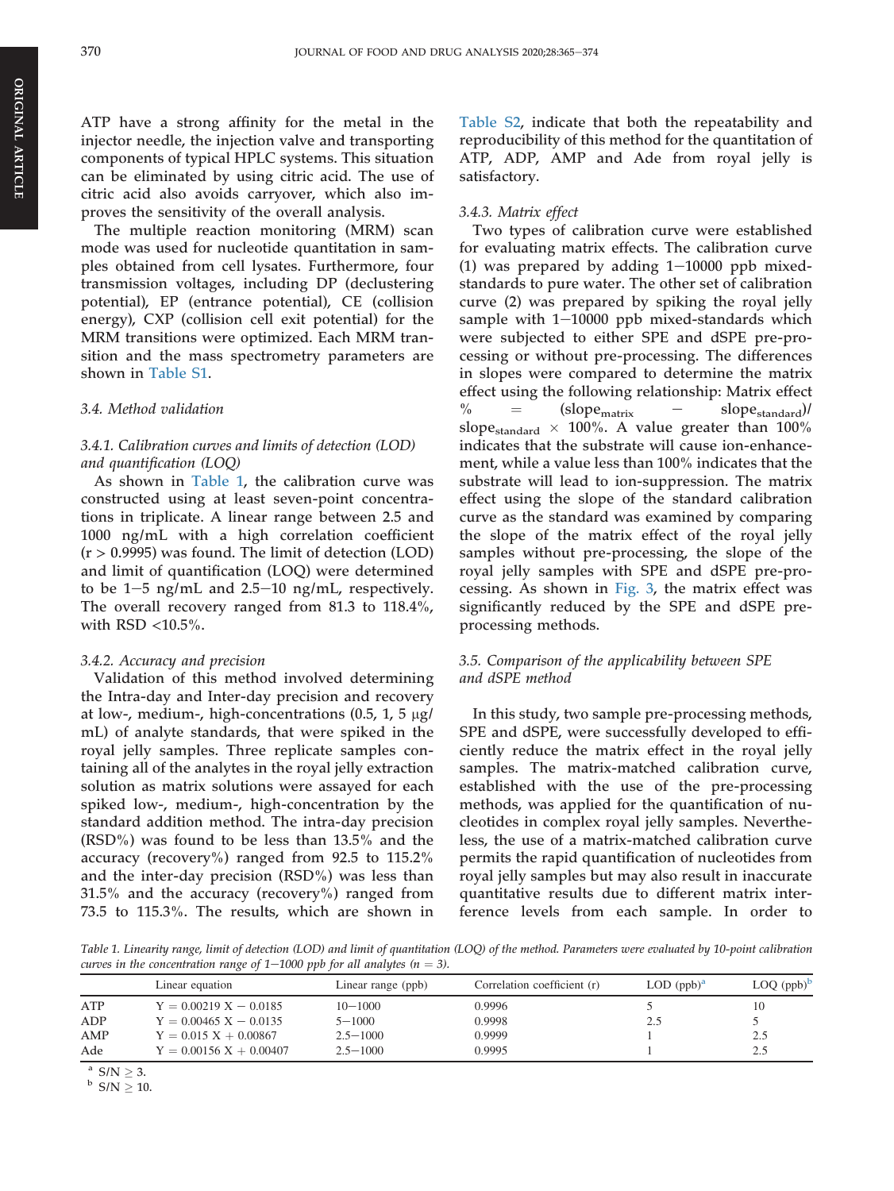ATP have a strong affinity for the metal in the injector needle, the injection valve and transporting components of typical HPLC systems. This situation can be eliminated by using citric acid. The use of citric acid also avoids carryover, which also improves the sensitivity of the overall analysis.

The multiple reaction monitoring (MRM) scan mode was used for nucleotide quantitation in samples obtained from cell lysates. Furthermore, four transmission voltages, including DP (declustering potential), EP (entrance potential), CE (collision energy), CXP (collision cell exit potential) for the MRM transitions were optimized. Each MRM transition and the mass spectrometry parameters are shown in Table S1.

### 3.4. Method validation

#### 3.4.1. Calibration curves and limits of detection (LOD) and quantification (LOQ)

As shown in Table 1, the calibration curve was constructed using at least seven-point concentrations in triplicate. A linear range between 2.5 and 1000 ng/mL with a high correlation coefficient (r > 0.9995) was found. The limit of detection (LOD) and limit of quantification (LOQ) were determined to be 1–5 ng/mL and 2.5–10 ng/mL, respectively. The overall recovery ranged from 81.3 to 118.4%, with RSD <10.5%.

#### 3.4.2. Accuracy and precision

Validation of this method involved determining the Intra-day and Inter-day precision and recovery at low-, medium-, high-concentrations (0.5, 1, 5 μg/mL) of analyte standards, that were spiked in the royal jelly samples. Three replicate samples containing all of the analytes in the royal jelly extraction solution as matrix solutions were assayed for each spiked low-, medium-, high-concentration by the standard addition method. The intra-day precision (RSD%) was found to be less than 13.5% and the accuracy (recovery%) ranged from 92.5 to 115.2% and the inter-day precision (RSD%) was less than 31.5% and the accuracy (recovery%) ranged from 73.5 to 115.3%. The results, which are shown in Table S2, indicate that both the repeatability and reproducibility of this method for the quantitation of ATP, ADP, AMP and Ade from royal jelly is satisfactory.

#### 3.4.3. Matrix effect

Two types of calibration curve were established for evaluating matrix effects. The calibration curve (1) was prepared by adding 1–10000 ppb mixed-standards to pure water. The other set of calibration curve (2) was prepared by spiking the royal jelly sample with 1–10000 ppb mixed-standards which were subjected to either SPE and dSPE pre-processing or without pre-processing. The differences in slopes were compared to determine the matrix effect using the following relationship: Matrix effect % = $(\text{slope}_{\text{matrix}} - \text{slope}_{\text{standard}})/\text{slope}_{\text{standard}} \times 100\%$. A value greater than 100% indicates that the substrate will cause ion-enhancement, while a value less than 100% indicates that the substrate will lead to ion-suppression. The matrix effect using the slope of the standard calibration curve as the standard was examined by comparing the slope of the matrix effect of the royal jelly samples without pre-processing, the slope of the royal jelly samples with SPE and dSPE pre-processing. As shown in Fig. 3, the matrix effect was significantly reduced by the SPE and dSPE pre-processing methods.

### 3.5. Comparison of the applicability between SPE and dSPE method

In this study, two sample pre-processing methods, SPE and dSPE, were successfully developed to efficiently reduce the matrix effect in the royal jelly samples. The matrix-matched calibration curve, established with the use of the pre-processing methods, was applied for the quantification of nucleotides in complex royal jelly samples. Nevertheless, the use of a matrix-matched calibration curve permits the rapid quantification of nucleotides from royal jelly samples but may also result in inaccurate quantitative results due to different matrix interference levels from each sample. In order to

*Table 1. Linearity range, limit of detection (LOD) and limit of quantitation (LOQ) of the method. Parameters were evaluated by 10-point calibration curves in the concentration range of 1–1000 ppb for all analytes (n = 3).*

| | Linear equation | Linear range (ppb) | Correlation coefficient (r) | LOD (ppb)[a] | LOQ (ppb)[b] |
|---|---|---|---|---|---|
| ATP | Y = 0.00219 X − 0.0185 | 10–1000 | 0.9996 | 5 | 10 |
| ADP | Y = 0.00465 X − 0.0135 | 5–1000 | 0.9998 | 2.5 | 5 |
| AMP | Y = 0.015 X + 0.00867 | 2.5–1000 | 0.9999 | 1 | 2.5 |
| Ade | Y = 0.00156 X + 0.00407 | 2.5–1000 | 0.9995 | 1 | 2.5 |

[a] S/N ≥ 3.
[b] S/N ≥ 10.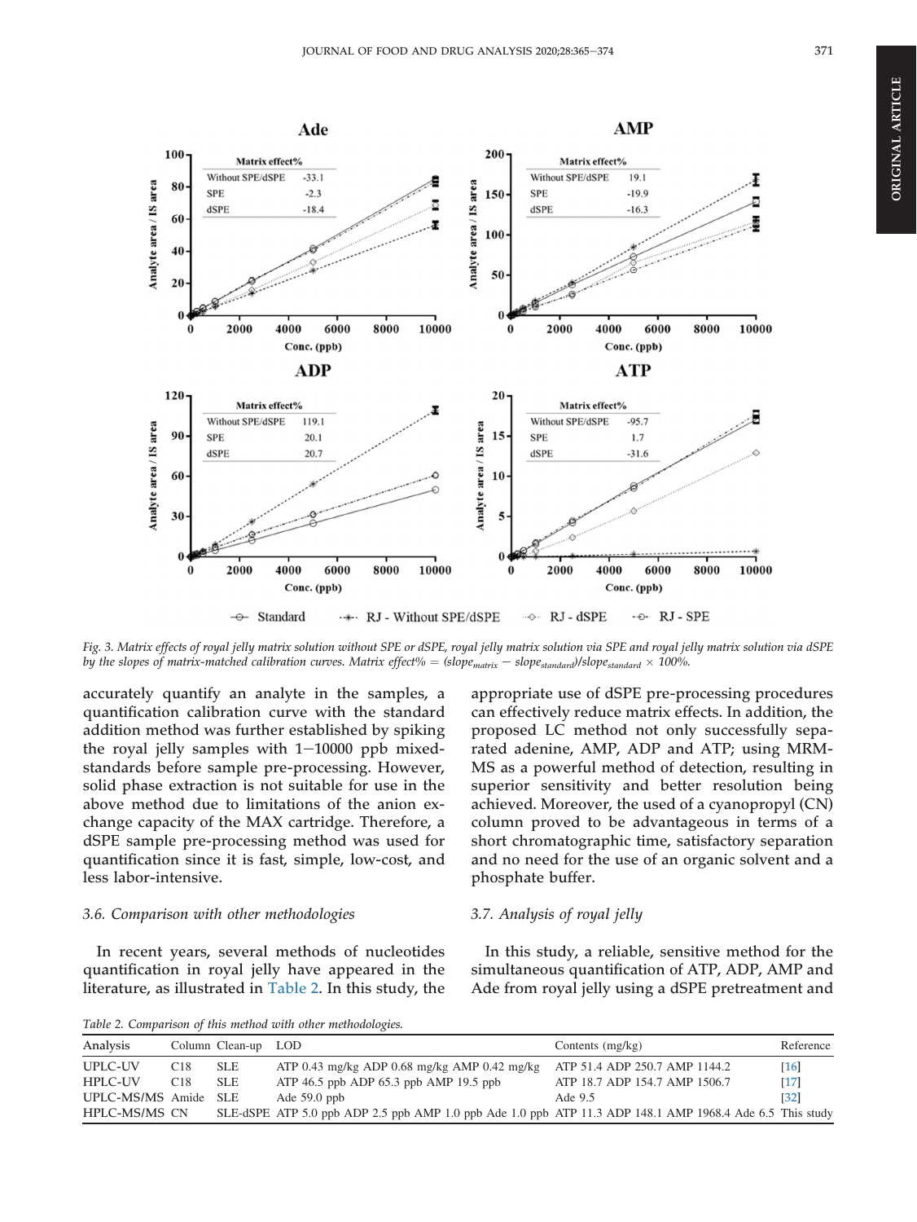Fig. 3. Matrix effects of royal jelly matrix solution without SPE or dSPE, royal jelly matrix solution via SPE and royal jelly matrix solution via dSPE by the slopes of matrix-matched calibration curves. Matrix effect% = ($slope_{matrix} - slope_{standard}$)/$slope_{standard}$ × 100%.

accurately quantify an analyte in the samples, a quantification calibration curve with the standard addition method was further established by spiking the royal jelly samples with 1−10000 ppb mixed-standards before sample pre-processing. However, solid phase extraction is not suitable for use in the above method due to limitations of the anion exchange capacity of the MAX cartridge. Therefore, a dSPE sample pre-processing method was used for quantification since it is fast, simple, low-cost, and less labor-intensive.

### 3.6. Comparison with other methodologies

In recent years, several methods of nucleotides quantification in royal jelly have appeared in the literature, as illustrated in Table 2. In this study, the appropriate use of dSPE pre-processing procedures can effectively reduce matrix effects. In addition, the proposed LC method not only successfully separated adenine, AMP, ADP and ATP; using MRM-MS as a powerful method of detection, resulting in superior sensitivity and better resolution being achieved. Moreover, the used of a cyanopropyl (CN) column proved to be advantageous in terms of a short chromatographic time, satisfactory separation and no need for the use of an organic solvent and a phosphate buffer.

### 3.7. Analysis of royal jelly

In this study, a reliable, sensitive method for the simultaneous quantification of ATP, ADP, AMP and Ade from royal jelly using a dSPE pretreatment and

Table 2. Comparison of this method with other methodologies.

| Analysis | Column | Clean-up | LOD | Contents (mg/kg) | Reference |
|---|---|---|---|---|---|
| UPLC-UV | C18 | SLE | ATP 0.43 mg/kg ADP 0.68 mg/kg AMP 0.42 mg/kg | ATP 51.4 ADP 250.7 AMP 1144.2 | [16] |
| HPLC-UV | C18 | SLE | ATP 46.5 ppb ADP 65.3 ppb AMP 19.5 ppb | ATP 18.7 ADP 154.7 AMP 1506.7 | [17] |
| UPLC-MS/MS | Amide | SLE | Ade 59.0 ppb | Ade 9.5 | [32] |
| HPLC-MS/MS | CN | SLE-dSPE | ATP 5.0 ppb ADP 2.5 ppb AMP 1.0 ppb Ade 1.0 ppb | ATP 11.3 ADP 148.1 AMP 1968.4 Ade 6.5 | This study |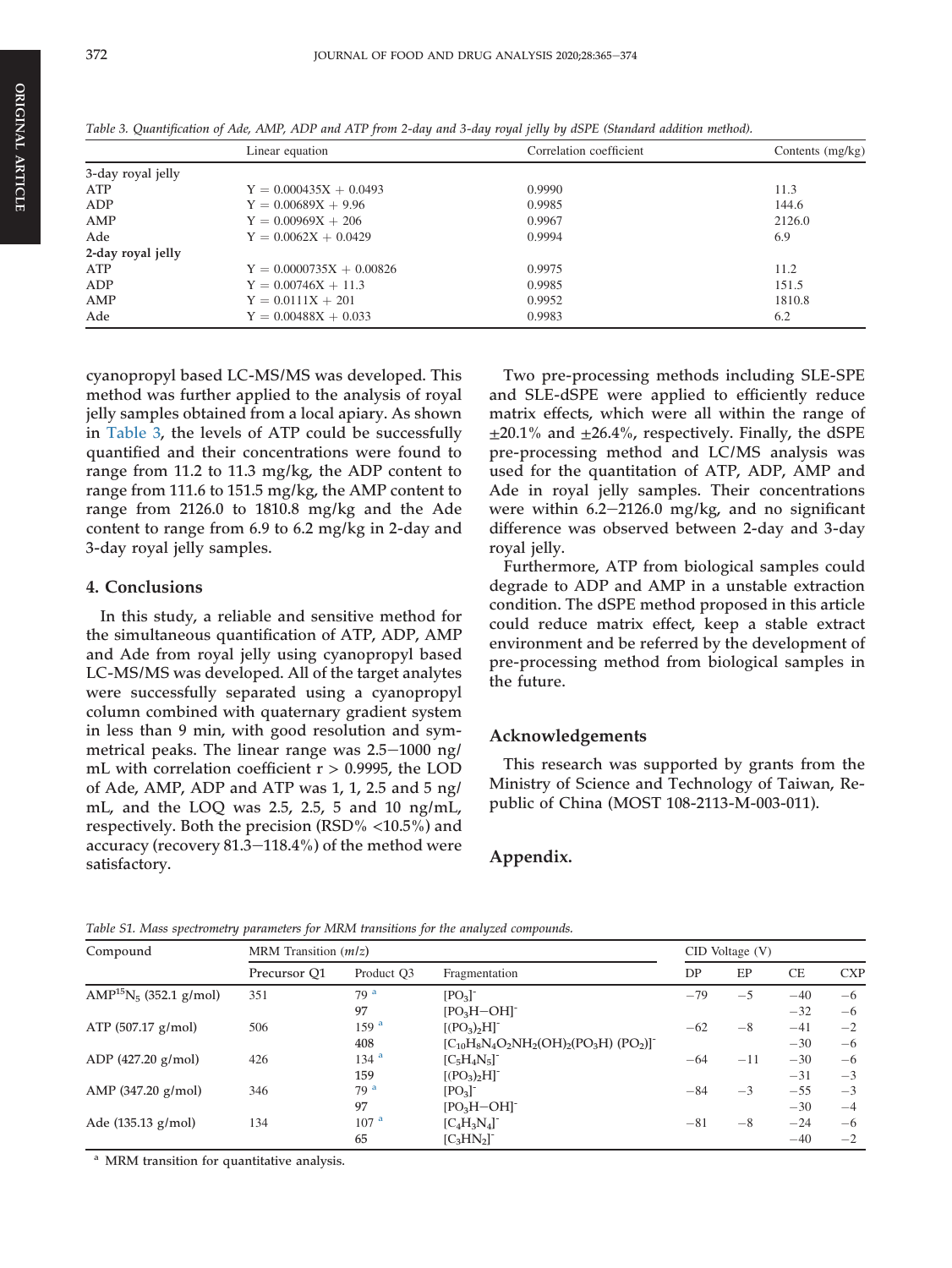*Table 3. Quantification of Ade, AMP, ADP and ATP from 2-day and 3-day royal jelly by dSPE (Standard addition method).*

| | Linear equation | Correlation coefficient | Contents (mg/kg) |
|---|---|---|---|
| 3-day royal jelly | | | |
| ATP | Y = 0.000435X + 0.0493 | 0.9990 | 11.3 |
| ADP | Y = 0.00689X + 9.96 | 0.9985 | 144.6 |
| AMP | Y = 0.00969X + 206 | 0.9967 | 2126.0 |
| Ade | Y = 0.0062X + 0.0429 | 0.9994 | 6.9 |
| 2-day royal jelly | | | |
| ATP | Y = 0.0000735X + 0.00826 | 0.9975 | 11.2 |
| ADP | Y = 0.00746X + 11.3 | 0.9985 | 151.5 |
| AMP | Y = 0.0111X + 201 | 0.9952 | 1810.8 |
| Ade | Y = 0.00488X + 0.033 | 0.9983 | 6.2 |

cyanopropyl based LC-MS/MS was developed. This method was further applied to the analysis of royal jelly samples obtained from a local apiary. As shown in Table 3, the levels of ATP could be successfully quantified and their concentrations were found to range from 11.2 to 11.3 mg/kg, the ADP content to range from 111.6 to 151.5 mg/kg, the AMP content to range from 2126.0 to 1810.8 mg/kg and the Ade content to range from 6.9 to 6.2 mg/kg in 2-day and 3-day royal jelly samples.

## 4. Conclusions

In this study, a reliable and sensitive method for the simultaneous quantification of ATP, ADP, AMP and Ade from royal jelly using cyanopropyl based LC-MS/MS was developed. All of the target analytes were successfully separated using a cyanopropyl column combined with quaternary gradient system in less than 9 min, with good resolution and symmetrical peaks. The linear range was 2.5–1000 ng/mL with correlation coefficient r > 0.9995, the LOD of Ade, AMP, ADP and ATP was 1, 1, 2.5 and 5 ng/mL, and the LOQ was 2.5, 2.5, 5 and 10 ng/mL, respectively. Both the precision (RSD% <10.5%) and accuracy (recovery 81.3–118.4%) of the method were satisfactory.

Two pre-processing methods including SLE-SPE and SLE-dSPE were applied to efficiently reduce matrix effects, which were all within the range of ±20.1% and ±26.4%, respectively. Finally, the dSPE pre-processing method and LC/MS analysis was used for the quantitation of ATP, ADP, AMP and Ade in royal jelly samples. Their concentrations were within 6.2–2126.0 mg/kg, and no significant difference was observed between 2-day and 3-day royal jelly.

Furthermore, ATP from biological samples could degrade to ADP and AMP in a unstable extraction condition. The dSPE method proposed in this article could reduce matrix effect, keep a stable extract environment and be referred by the development of pre-processing method from biological samples in the future.

## Acknowledgements

This research was supported by grants from the Ministry of Science and Technology of Taiwan, Republic of China (MOST 108-2113-M-003-011).

## Appendix.

*Table S1. Mass spectrometry parameters for MRM transitions for the analyzed compounds.*

| Compound | MRM Transition (m/z) | | | CID Voltage (V) | | | |
|---|---|---|---|---|---|---|---|
| | Precursor Q1 | Product Q3 | Fragmentation | DP | EP | CE | CXP |
| $AMP^{15}N_5$ (352.1 g/mol) | 351 | 79 [a] | $[PO_3]^-$ | −79 | −5 | −40 | −6 |
| | | 97 | $[PO_3H{-}OH]^-$ | | | −32 | −6 |
| ATP (507.17 g/mol) | 506 | 159 [a] | $[(PO_3)_2H]^-$ | −62 | −8 | −41 | −2 |
| | | 408 | $[C_{10}H_8N_4O_2NH_2(OH)_2(PO_3H)(PO_2)]^-$ | | | −30 | −6 |
| ADP (427.20 g/mol) | 426 | 134 [a] | $[C_5H_4N_5]^-$ | −64 | −11 | −30 | −6 |
| | | 159 | $[(PO_3)_2H]^-$ | | | −31 | −3 |
| AMP (347.20 g/mol) | 346 | 79 [a] | $[PO_3]^-$ | −84 | −3 | −55 | −3 |
| | | 97 | $[PO_3H{-}OH]^-$ | | | −30 | −4 |
| Ade (135.13 g/mol) | 134 | 107 [a] | $[C_4H_3N_4]^-$ | −81 | −8 | −24 | −6 |
| | | 65 | $[C_3HN_2]^-$ | | | −40 | −2 |

[a] MRM transition for quantitative analysis.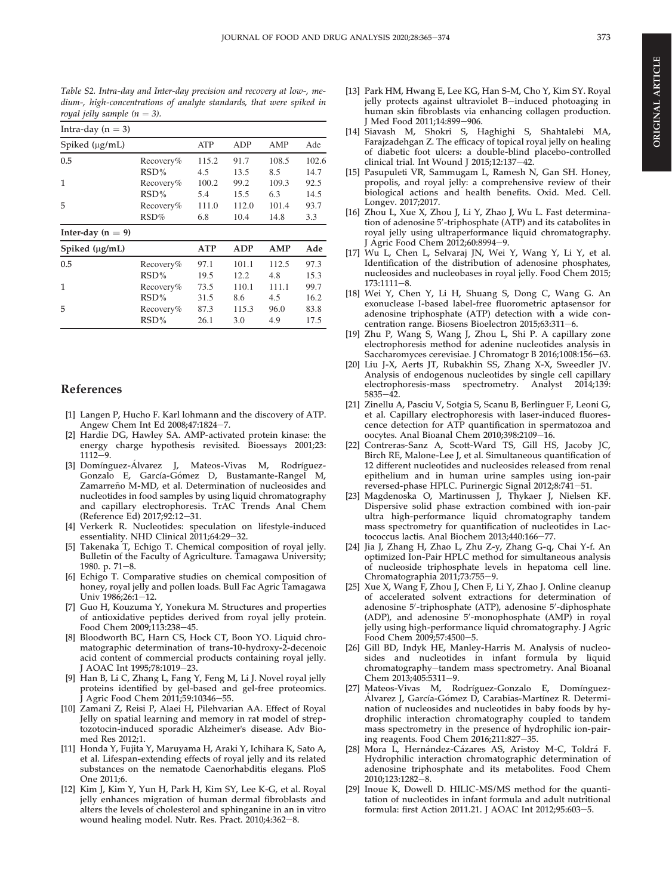*Table S2. Intra-day and Inter-day precision and recovery at low-, medium-, high-concentrations of analyte standards, that were spiked in royal jelly sample (n = 3).*

| Intra-day (n = 3) | | | | | |
|---|---|---|---|---|---|
| Spiked (μg/mL) | | ATP | ADP | AMP | Ade |
| 0.5 | Recovery% | 115.2 | 91.7 | 108.5 | 102.6 |
| | RSD% | 4.5 | 13.5 | 8.5 | 14.7 |
| 1 | Recovery% | 100.2 | 99.2 | 109.3 | 92.5 |
| | RSD% | 5.4 | 15.5 | 6.3 | 14.5 |
| 5 | Recovery% | 111.0 | 112.0 | 101.4 | 93.7 |
| | RSD% | 6.8 | 10.4 | 14.8 | 3.3 |
| **Inter-day (n = 9)** | | | | | |
| **Spiked (μg/mL)** | | **ATP** | **ADP** | **AMP** | **Ade** |
| 0.5 | Recovery% | 97.1 | 101.1 | 112.5 | 97.3 |
| | RSD% | 19.5 | 12.2 | 4.8 | 15.3 |
| 1 | Recovery% | 73.5 | 110.1 | 111.1 | 99.7 |
| | RSD% | 31.5 | 8.6 | 4.5 | 16.2 |
| 5 | Recovery% | 87.3 | 115.3 | 96.0 | 83.8 |
| | RSD% | 26.1 | 3.0 | 4.9 | 17.5 |

## References

[1] Langen P, Hucho F. Karl lohmann and the discovery of ATP. Angew Chem Int Ed 2008;47:1824–7.

[2] Hardie DG, Hawley SA. AMP-activated protein kinase: the energy charge hypothesis revisited. Bioessays 2001;23: 1112–9.

[3] Domínguez-Álvarez J, Mateos-Vivas M, Rodríguez-Gonzalo E, García-Gómez D, Bustamante-Rangel M, Zamarreño M-MD, et al. Determination of nucleosides and nucleotides in food samples by using liquid chromatography and capillary electrophoresis. TrAC Trends Anal Chem (Reference Ed) 2017;92:12–31.

[4] Verkerk R. Nucleotides: speculation on lifestyle-induced essentiality. NHD Clinical 2011;64:29–32.

[5] Takenaka T, Echigo T. Chemical composition of royal jelly. Bulletin of the Faculty of Agriculture. Tamagawa University; 1980. p. 71–8.

[6] Echigo T. Comparative studies on chemical composition of honey, royal jelly and pollen loads. Bull Fac Agric Tamagawa Univ 1986;26:1–12.

[7] Guo H, Kouzuma Y, Yonekura M. Structures and properties of antioxidative peptides derived from royal jelly protein. Food Chem 2009;113:238–45.

[8] Bloodworth BC, Harn CS, Hock CT, Boon YO. Liquid chromatographic determination of trans-10-hydroxy-2-decenoic acid content of commercial products containing royal jelly. J AOAC Int 1995;78:1019–23.

[9] Han B, Li C, Zhang L, Fang Y, Feng M, Li J. Novel royal jelly proteins identified by gel-based and gel-free proteomics. J Agric Food Chem 2011;59:10346–55.

[10] Zamani Z, Reisi P, Alaei H, Pilehvarian AA. Effect of Royal Jelly on spatial learning and memory in rat model of streptozotocin-induced sporadic Alzheimer's disease. Adv Biomed Res 2012;1.

[11] Honda Y, Fujita Y, Maruyama H, Araki Y, Ichihara K, Sato A, et al. Lifespan-extending effects of royal jelly and its related substances on the nematode Caenorhabditis elegans. PloS One 2011;6.

[12] Kim J, Kim Y, Yun H, Park H, Kim SY, Lee K-G, et al. Royal jelly enhances migration of human dermal fibroblasts and alters the levels of cholesterol and sphinganine in an in vitro wound healing model. Nutr. Res. Pract. 2010;4:362–8.

[13] Park HM, Hwang E, Lee KG, Han S-M, Cho Y, Kim SY. Royal jelly protects against ultraviolet B–induced photoaging in human skin fibroblasts via enhancing collagen production. J Med Food 2011;14:899–906.

[14] Siavash M, Shokri S, Haghighi S, Shahtalebi MA, Farajzadehgan Z. The efficacy of topical royal jelly on healing of diabetic foot ulcers: a double-blind placebo-controlled clinical trial. Int Wound J 2015;12:137–42.

[15] Pasupuleti VR, Sammugam L, Ramesh N, Gan SH. Honey, propolis, and royal jelly: a comprehensive review of their biological actions and health benefits. Oxid. Med. Cell. Longev. 2017;2017.

[16] Zhou L, Xue X, Zhou J, Li Y, Zhao J, Wu L. Fast determination of adenosine 5′-triphosphate (ATP) and its catabolites in royal jelly using ultraperformance liquid chromatography. J Agric Food Chem 2012;60:8994–9.

[17] Wu L, Chen L, Selvaraj JN, Wei Y, Wang Y, Li Y, et al. Identification of the distribution of adenosine phosphates, nucleosides and nucleobases in royal jelly. Food Chem 2015; 173:1111–8.

[18] Wei Y, Chen Y, Li H, Shuang S, Dong C, Wang G. An exonuclease I-based label-free fluorometric aptasensor for adenosine triphosphate (ATP) detection with a wide concentration range. Biosens Bioelectron 2015;63:311–6.

[19] Zhu P, Wang S, Wang J, Zhou L, Shi P. A capillary zone electrophoresis method for adenine nucleotides analysis in Saccharomyces cerevisiae. J Chromatogr B 2016;1008:156–63.

[20] Liu J-X, Aerts JT, Rubakhin SS, Zhang X-X, Sweedler JV. Analysis of endogenous nucleotides by single cell capillary electrophoresis-mass spectrometry. Analyst 2014;139: 5835–42.

[21] Zinellu A, Pasciu V, Sotgia S, Scanu B, Berlinguer F, Leoni G, et al. Capillary electrophoresis with laser-induced fluorescence detection for ATP quantification in spermatozoa and oocytes. Anal Bioanal Chem 2010;398:2109–16.

[22] Contreras-Sanz A, Scott-Ward TS, Gill HS, Jacoby JC, Birch RE, Malone-Lee J, et al. Simultaneous quantification of 12 different nucleotides and nucleosides released from renal epithelium and in human urine samples using ion-pair reversed-phase HPLC. Purinergic Signal 2012;8:741–51.

[23] Magdenoska O, Martinussen J, Thykaer J, Nielsen KF. Dispersive solid phase extraction combined with ion-pair ultra high-performance liquid chromatography tandem mass spectrometry for quantification of nucleotides in Lactococcus lactis. Anal Biochem 2013;440:166–77.

[24] Jia J, Zhang H, Zhao L, Zhu Z-y, Zhang G-q, Chai Y-f. An optimized Ion-Pair HPLC method for simultaneous analysis of nucleoside triphosphate levels in hepatoma cell line. Chromatographia 2011;73:755–9.

[25] Xue X, Wang F, Zhou J, Chen F, Li Y, Zhao J. Online cleanup of accelerated solvent extractions for determination of adenosine 5′-triphosphate (ATP), adenosine 5′-diphosphate (ADP), and adenosine 5′-monophosphate (AMP) in royal jelly using high-performance liquid chromatography. J Agric Food Chem 2009;57:4500–5.

[26] Gill BD, Indyk HE, Manley-Harris M. Analysis of nucleosides and nucleotides in infant formula by liquid chromatography–tandem mass spectrometry. Anal Bioanal Chem 2013;405:5311–9.

[27] Mateos-Vivas M, Rodríguez-Gonzalo E, Domínguez-Álvarez J, García-Gómez D, Carabias-Martínez R. Determination of nucleosides and nucleotides in baby foods by hydrophilic interaction chromatography coupled to tandem mass spectrometry in the presence of hydrophilic ion-pairing reagents. Food Chem 2016;211:827–35.

[28] Mora L, Hernández-Cázares AS, Aristoy M-C, Toldrá F. Hydrophilic interaction chromatographic determination of adenosine triphosphate and its metabolites. Food Chem 2010;123:1282–8.

[29] Inoue K, Dowell D. HILIC-MS/MS method for the quantitation of nucleotides in infant formula and adult nutritional formula: first Action 2011.21. J AOAC Int 2012;95:603–5.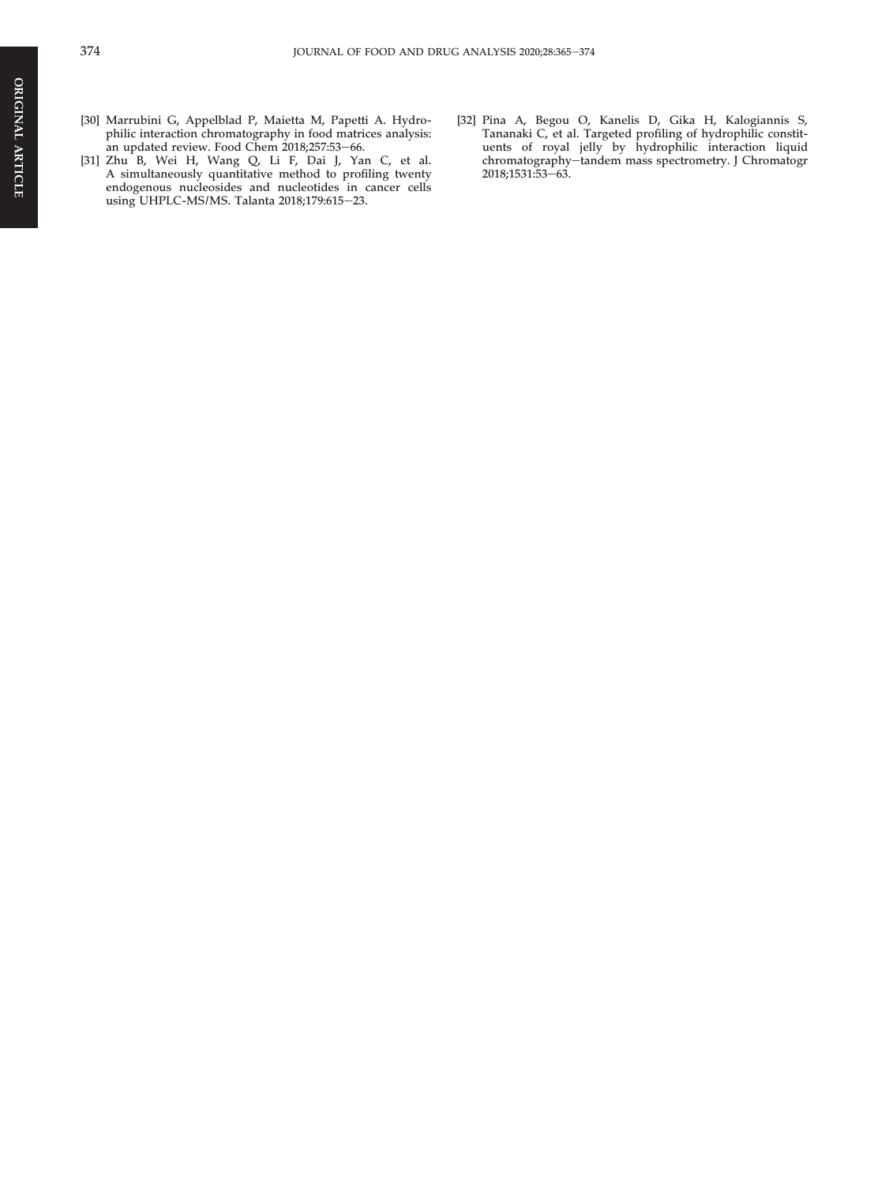[30] Marrubini G, Appelblad P, Maietta M, Papetti A. Hydrophilic interaction chromatography in food matrices analysis: an updated review. Food Chem 2018;257:53−66.

[31] Zhu B, Wei H, Wang Q, Li F, Dai J, Yan C, et al. A simultaneously quantitative method to profiling twenty endogenous nucleosides and nucleotides in cancer cells using UHPLC-MS/MS. Talanta 2018;179:615−23.

[32] Pina A, Begou O, Kanelis D, Gika H, Kalogiannis S, Tananaki C, et al. Targeted profiling of hydrophilic constituents of royal jelly by hydrophilic interaction liquid chromatography−tandem mass spectrometry. J Chromatogr 2018;1531:53−63.